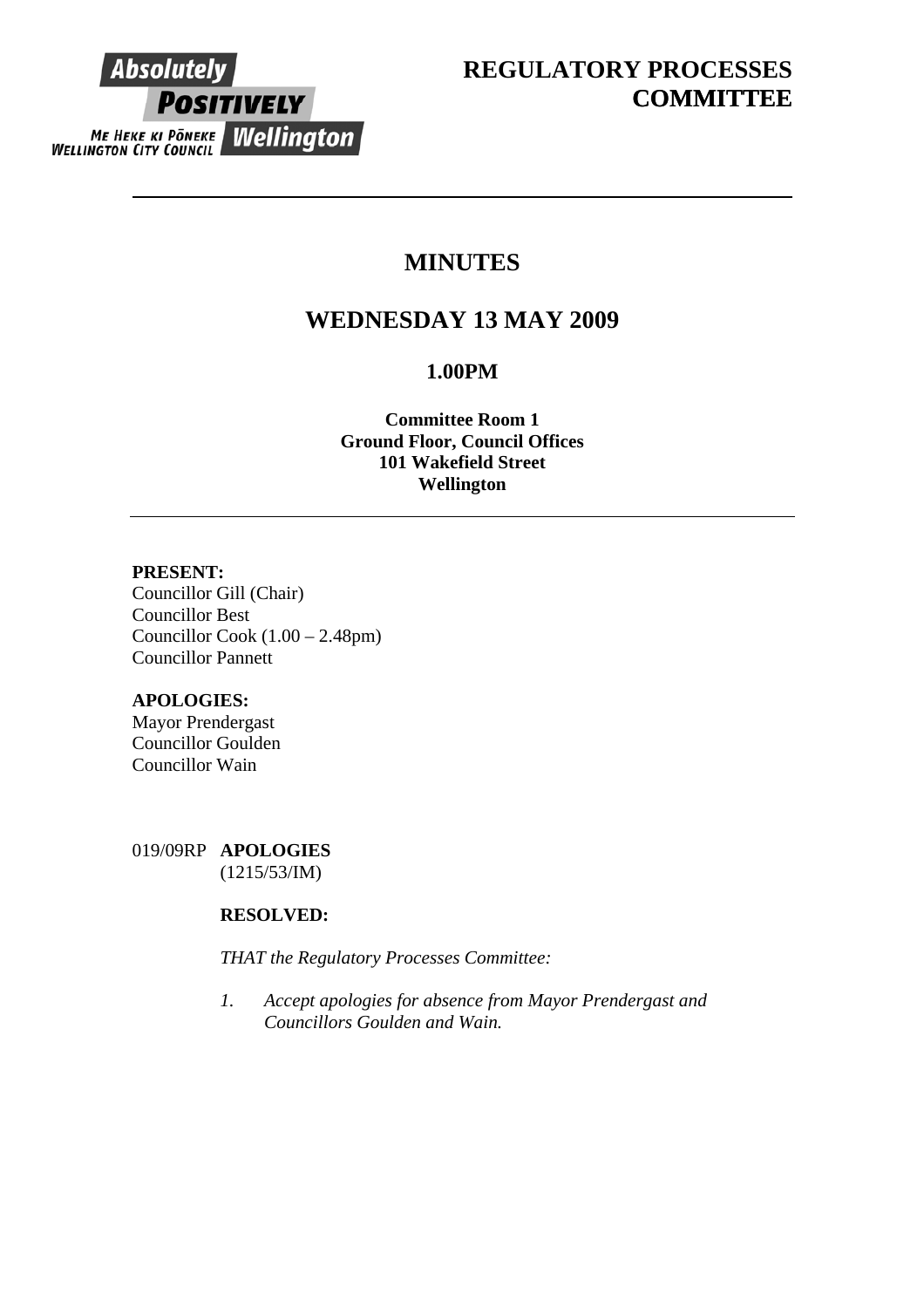Absolutely **POSITIVELY** Wellington
ME HEKE KI PŌNEKE
WELLINGTON CITY COUNCIL

# REGULATORY PROCESSES COMMITTEE

---

# MINUTES

## WEDNESDAY 13 MAY 2009

### 1.00PM

**Committee Room 1**
**Ground Floor, Council Offices**
**101 Wakefield Street**
**Wellington**

---

**PRESENT:**
Councillor Gill (Chair)
Councillor Best
Councillor Cook (1.00 – 2.48pm)
Councillor Pannett

**APOLOGIES:**
Mayor Prendergast
Councillor Goulden
Councillor Wain

019/09RP **APOLOGIES**
(1215/53/IM)

**RESOLVED:**

*THAT the Regulatory Processes Committee:*

1. *Accept apologies for absence from Mayor Prendergast and Councillors Goulden and Wain.*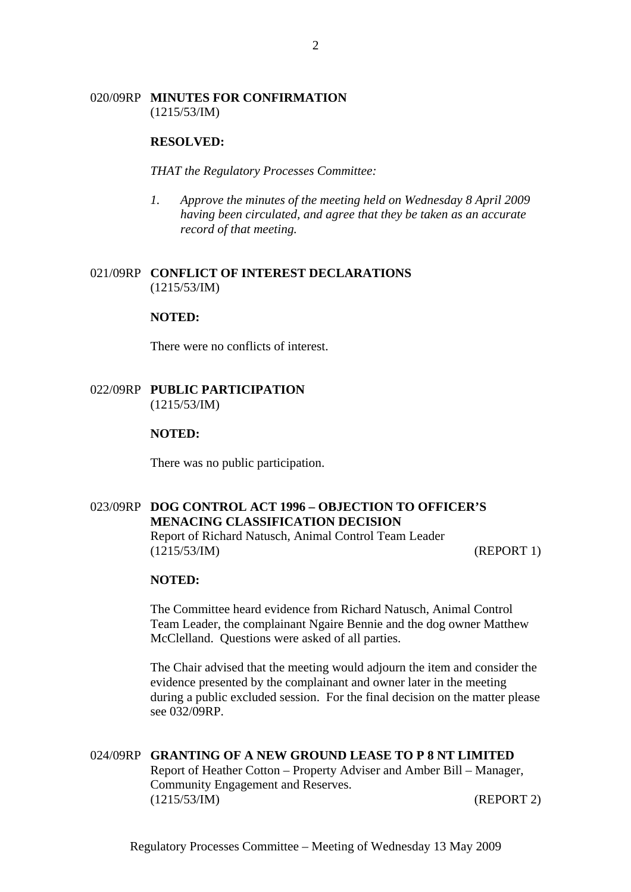020/09RP **MINUTES FOR CONFIRMATION**
(1215/53/IM)

**RESOLVED:**

*THAT the Regulatory Processes Committee:*

1. *Approve the minutes of the meeting held on Wednesday 8 April 2009 having been circulated, and agree that they be taken as an accurate record of that meeting.*

021/09RP **CONFLICT OF INTEREST DECLARATIONS**
(1215/53/IM)

**NOTED:**

There were no conflicts of interest.

022/09RP **PUBLIC PARTICIPATION**
(1215/53/IM)

**NOTED:**

There was no public participation.

023/09RP **DOG CONTROL ACT 1996 – OBJECTION TO OFFICER'S MENACING CLASSIFICATION DECISION**
Report of Richard Natusch, Animal Control Team Leader
(1215/53/IM) (REPORT 1)

**NOTED:**

The Committee heard evidence from Richard Natusch, Animal Control Team Leader, the complainant Ngaire Bennie and the dog owner Matthew McClelland. Questions were asked of all parties.

The Chair advised that the meeting would adjourn the item and consider the evidence presented by the complainant and owner later in the meeting during a public excluded session. For the final decision on the matter please see 032/09RP.

024/09RP **GRANTING OF A NEW GROUND LEASE TO P 8 NT LIMITED**
Report of Heather Cotton – Property Adviser and Amber Bill – Manager, Community Engagement and Reserves.
(1215/53/IM) (REPORT 2)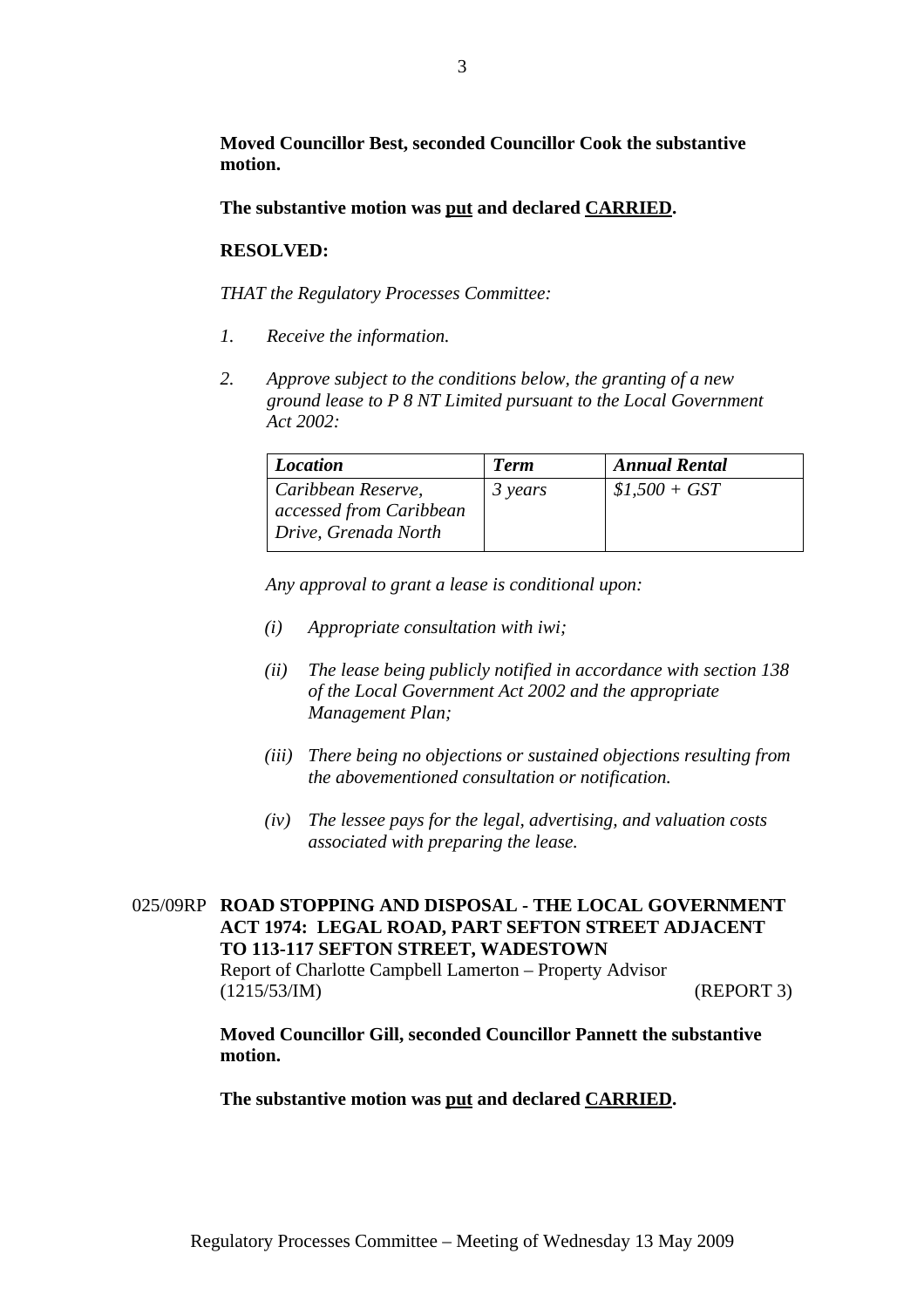**Moved Councillor Best, seconded Councillor Cook the substantive motion.**

**The substantive motion was put and declared CARRIED.**

**RESOLVED:**

*THAT the Regulatory Processes Committee:*

1. *Receive the information.*

2. *Approve subject to the conditions below, the granting of a new ground lease to P 8 NT Limited pursuant to the Local Government Act 2002:*

| ***Location*** | ***Term*** | ***Annual Rental*** |
|---|---|---|
| *Caribbean Reserve, accessed from Caribbean Drive, Grenada North* | *3 years* | *$1,500 + GST* |

*Any approval to grant a lease is conditional upon:*

- *(i) Appropriate consultation with iwi;*
- *(ii) The lease being publicly notified in accordance with section 138 of the Local Government Act 2002 and the appropriate Management Plan;*
- *(iii) There being no objections or sustained objections resulting from the abovementioned consultation or notification.*
- *(iv) The lessee pays for the legal, advertising, and valuation costs associated with preparing the lease.*

025/09RP **ROAD STOPPING AND DISPOSAL - THE LOCAL GOVERNMENT ACT 1974: LEGAL ROAD, PART SEFTON STREET ADJACENT TO 113-117 SEFTON STREET, WADESTOWN**
Report of Charlotte Campbell Lamerton – Property Advisor
(1215/53/IM) (REPORT 3)

**Moved Councillor Gill, seconded Councillor Pannett the substantive motion.**

**The substantive motion was put and declared CARRIED.**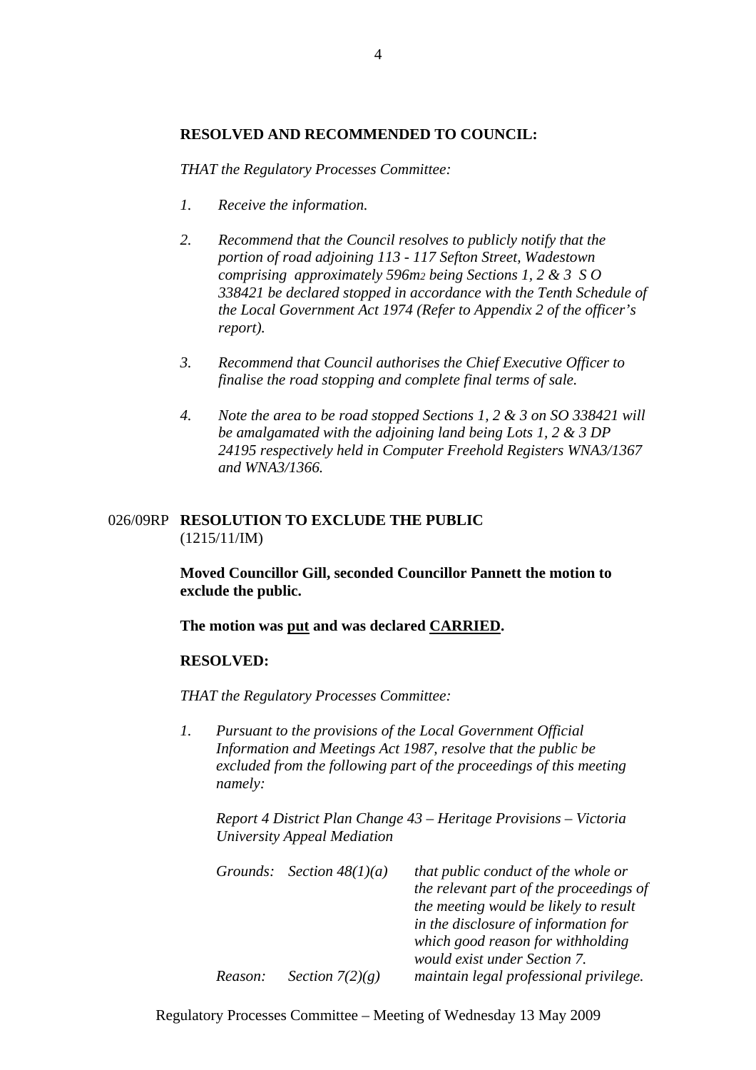**RESOLVED AND RECOMMENDED TO COUNCIL:**

*THAT the Regulatory Processes Committee:*

1. *Receive the information.*

2. *Recommend that the Council resolves to publicly notify that the portion of road adjoining 113 - 117 Sefton Street, Wadestown comprising approximately 596m2 being Sections 1, 2 & 3 S O 338421 be declared stopped in accordance with the Tenth Schedule of the Local Government Act 1974 (Refer to Appendix 2 of the officer's report).*

3. *Recommend that Council authorises the Chief Executive Officer to finalise the road stopping and complete final terms of sale.*

4. *Note the area to be road stopped Sections 1, 2 & 3 on SO 338421 will be amalgamated with the adjoining land being Lots 1, 2 & 3 DP 24195 respectively held in Computer Freehold Registers WNA3/1367 and WNA3/1366.*

026/09RP **RESOLUTION TO EXCLUDE THE PUBLIC**
(1215/11/IM)

**Moved Councillor Gill, seconded Councillor Pannett the motion to exclude the public.**

**The motion was put and was declared CARRIED.**

**RESOLVED:**

*THAT the Regulatory Processes Committee:*

1. *Pursuant to the provisions of the Local Government Official Information and Meetings Act 1987, resolve that the public be excluded from the following part of the proceedings of this meeting namely:*

   *Report 4 District Plan Change 43 – Heritage Provisions – Victoria University Appeal Mediation*

   | | | |
   |---|---|---|
   | *Grounds:* | *Section 48(1)(a)* | *that public conduct of the whole or the relevant part of the proceedings of the meeting would be likely to result in the disclosure of information for which good reason for withholding would exist under Section 7.* |
   | *Reason:* | *Section 7(2)(g)* | *maintain legal professional privilege.* |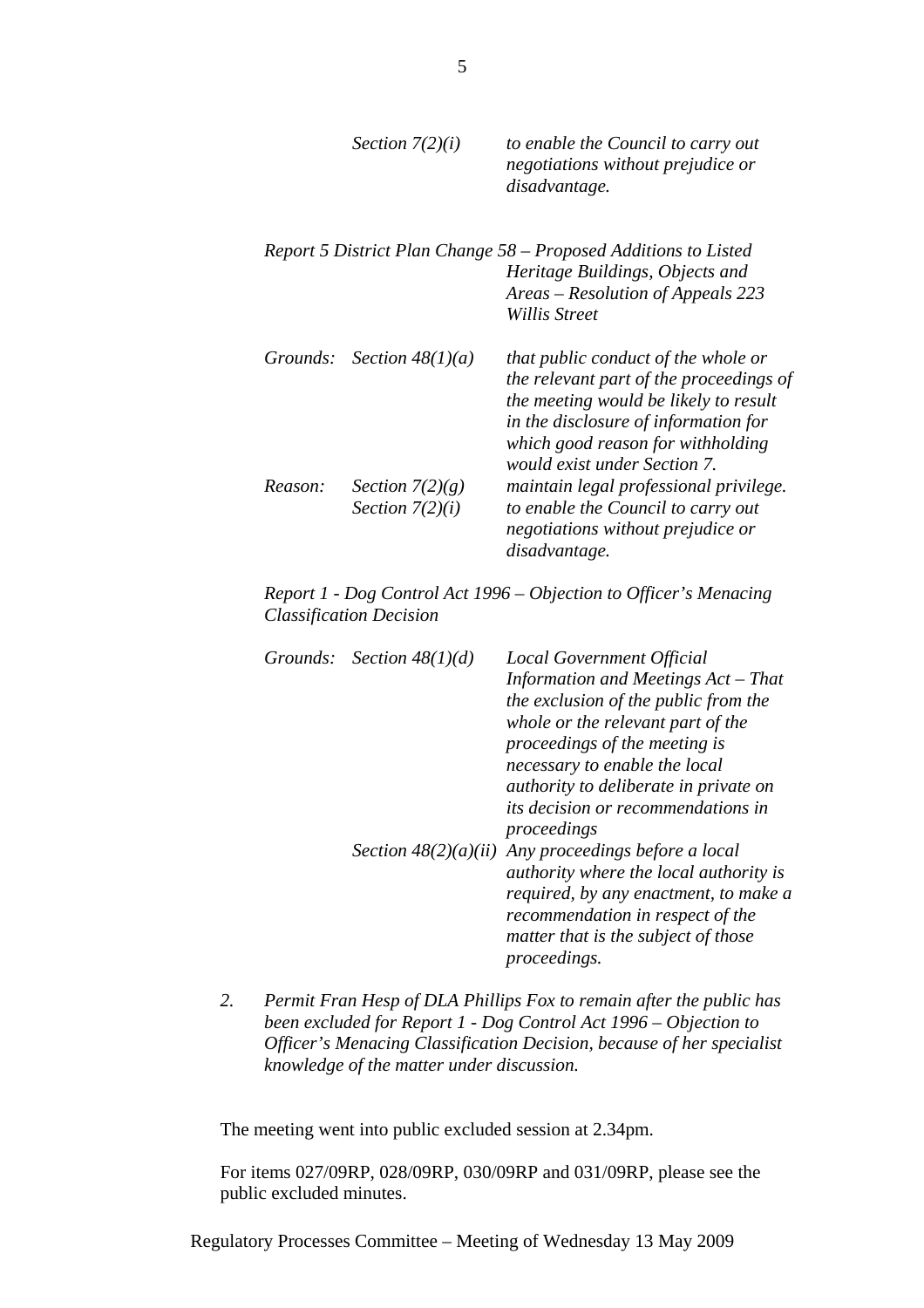| | | |
|---|---|---|
| | *Section 7(2)(i)* | *to enable the Council to carry out negotiations without prejudice or disadvantage.* |

*Report 5 District Plan Change 58 – Proposed Additions to Listed Heritage Buildings, Objects and Areas – Resolution of Appeals 223 Willis Street*

| | | |
|---|---|---|
| *Grounds:* | *Section 48(1)(a)* | *that public conduct of the whole or the relevant part of the proceedings of the meeting would be likely to result in the disclosure of information for which good reason for withholding would exist under Section 7.* |
| *Reason:* | *Section 7(2)(g)* | *maintain legal professional privilege.* |
| | *Section 7(2)(i)* | *to enable the Council to carry out negotiations without prejudice or disadvantage.* |

*Report 1 - Dog Control Act 1996 – Objection to Officer's Menacing Classification Decision*

| | | |
|---|---|---|
| *Grounds:* | *Section 48(1)(d)* | *Local Government Official Information and Meetings Act – That the exclusion of the public from the whole or the relevant part of the proceedings of the meeting is necessary to enable the local authority to deliberate in private on its decision or recommendations in proceedings* |
| | *Section 48(2)(a)(ii)* | *Any proceedings before a local authority where the local authority is required, by any enactment, to make a recommendation in respect of the matter that is the subject of those proceedings.* |

2. *Permit Fran Hesp of DLA Phillips Fox to remain after the public has been excluded for Report 1 - Dog Control Act 1996 – Objection to Officer's Menacing Classification Decision, because of her specialist knowledge of the matter under discussion.*

The meeting went into public excluded session at 2.34pm.

For items 027/09RP, 028/09RP, 030/09RP and 031/09RP, please see the public excluded minutes.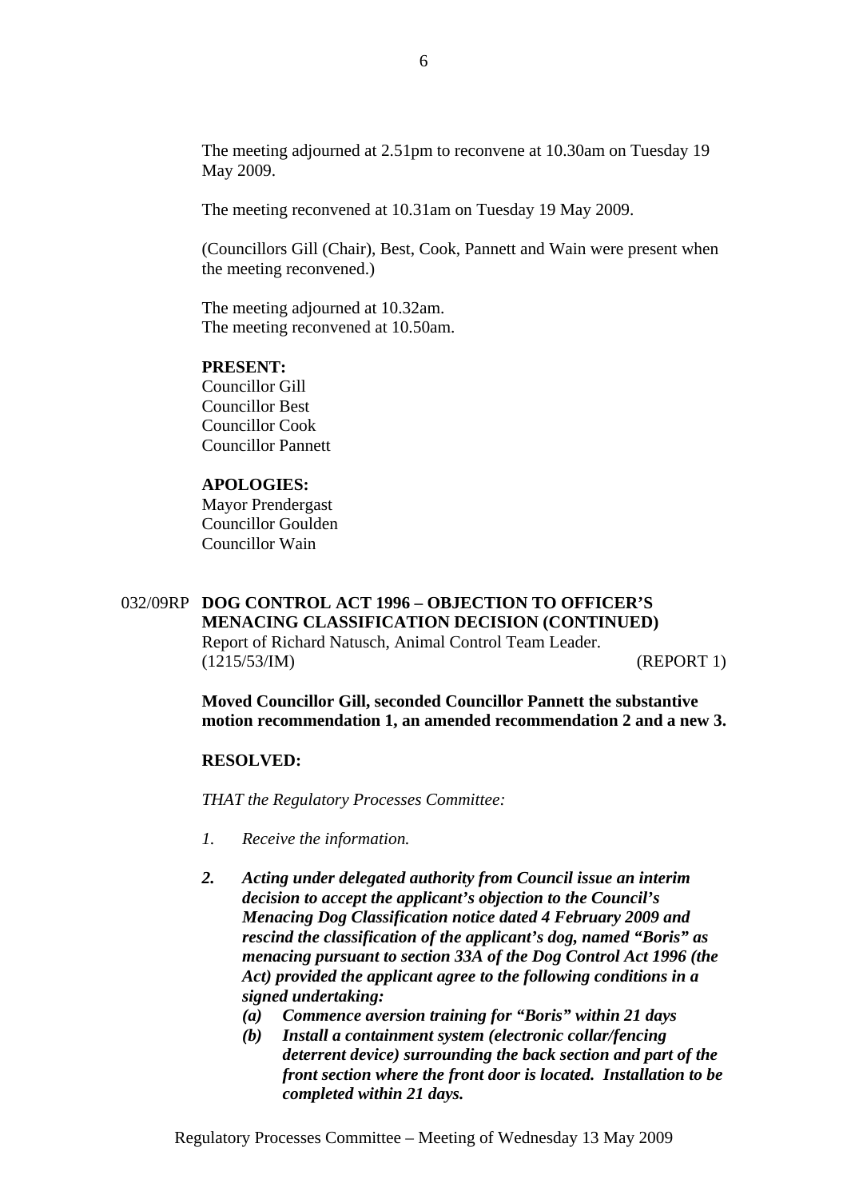The meeting adjourned at 2.51pm to reconvene at 10.30am on Tuesday 19 May 2009.

The meeting reconvened at 10.31am on Tuesday 19 May 2009.

(Councillors Gill (Chair), Best, Cook, Pannett and Wain were present when the meeting reconvened.)

The meeting adjourned at 10.32am.
The meeting reconvened at 10.50am.

**PRESENT:**
Councillor Gill
Councillor Best
Councillor Cook
Councillor Pannett

**APOLOGIES:**
Mayor Prendergast
Councillor Goulden
Councillor Wain

032/09RP **DOG CONTROL ACT 1996 – OBJECTION TO OFFICER'S MENACING CLASSIFICATION DECISION (CONTINUED)**
Report of Richard Natusch, Animal Control Team Leader.
(1215/53/IM) (REPORT 1)

**Moved Councillor Gill, seconded Councillor Pannett the substantive motion recommendation 1, an amended recommendation 2 and a new 3.**

**RESOLVED:**

*THAT the Regulatory Processes Committee:*

1. *Receive the information.*

2. ***Acting under delegated authority from Council issue an interim decision to accept the applicant's objection to the Council's Menacing Dog Classification notice dated 4 February 2009 and rescind the classification of the applicant's dog, named "Boris" as menacing pursuant to section 33A of the Dog Control Act 1996 (the Act) provided the applicant agree to the following conditions in a signed undertaking:***
   - ***(a) Commence aversion training for "Boris" within 21 days***
   - ***(b) Install a containment system (electronic collar/fencing deterrent device) surrounding the back section and part of the front section where the front door is located. Installation to be completed within 21 days.***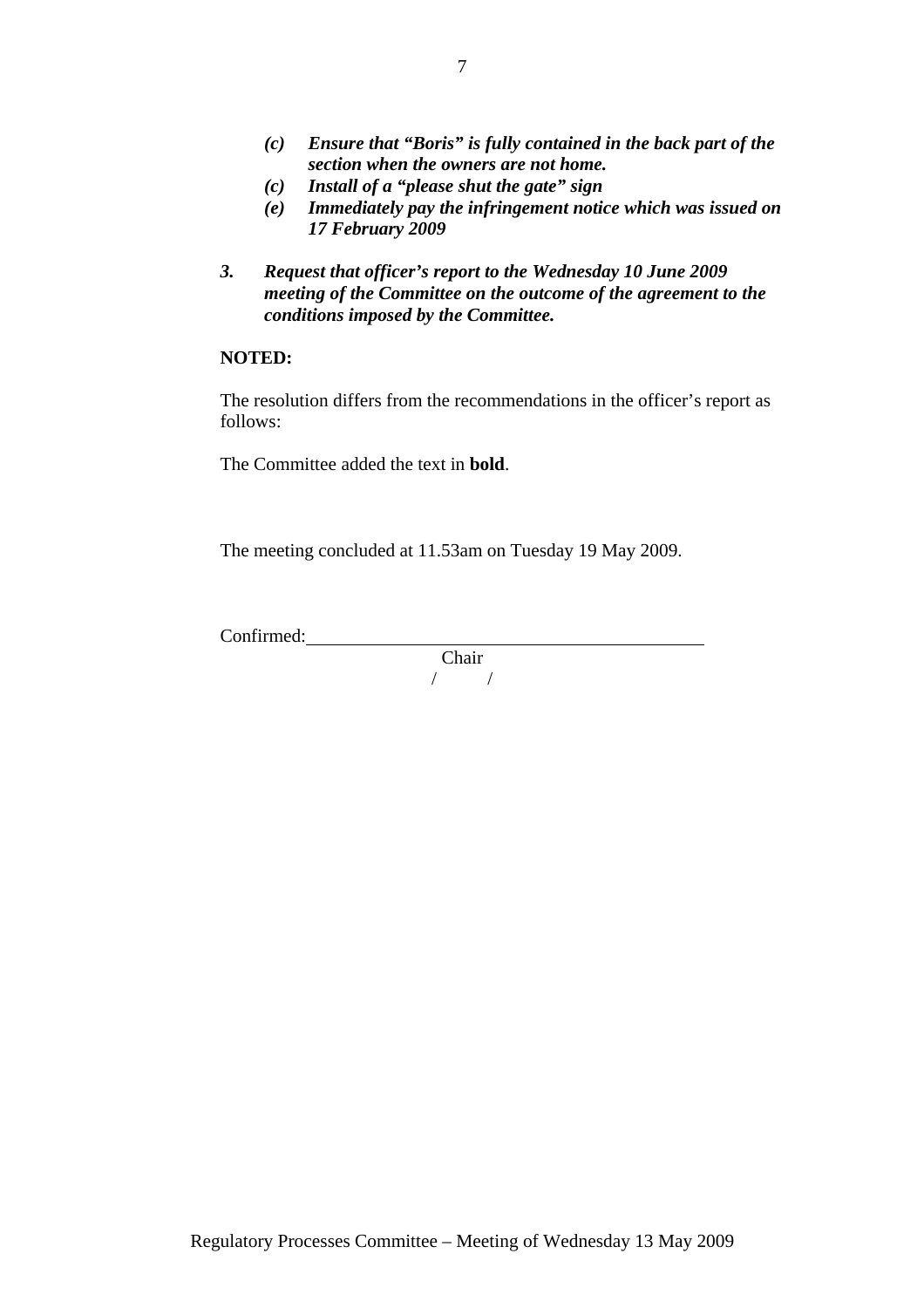- ***(c) Ensure that "Boris" is fully contained in the back part of the section when the owners are not home.***
- ***(c) Install of a "please shut the gate" sign***
- ***(e) Immediately pay the infringement notice which was issued on 17 February 2009***

***3. Request that officer's report to the Wednesday 10 June 2009 meeting of the Committee on the outcome of the agreement to the conditions imposed by the Committee.***

**NOTED:**

The resolution differs from the recommendations in the officer's report as follows:

The Committee added the text in **bold**.

The meeting concluded at 11.53am on Tuesday 19 May 2009.

Confirmed:\_\_\_\_\_\_\_\_\_\_\_\_\_\_\_\_\_\_\_\_\_\_\_\_\_\_\_\_\_\_\_\_\_\_\_\_\_\_

Chair

/ /